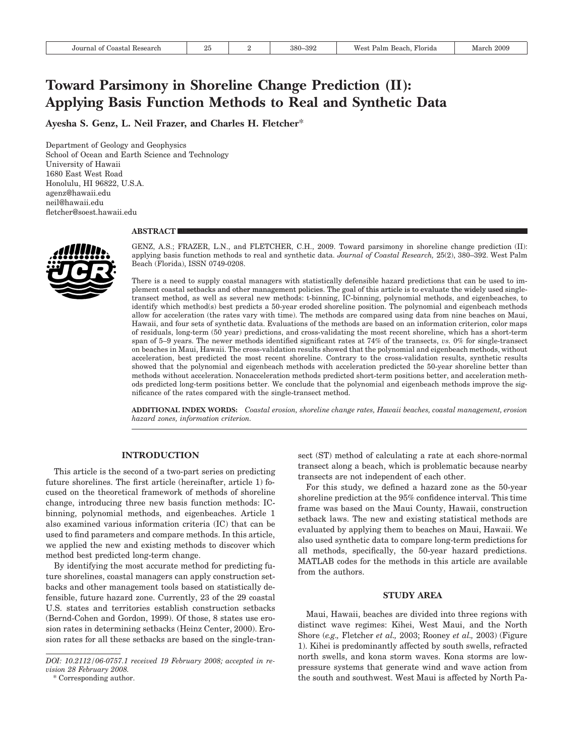# Toward Parsimony in Shoreline Change Prediction (II): Applying Basis Function Methods to Real and Synthetic Data

**Ayesha S. Genz, L. Neil Frazer, and Charles H. Fletcher***

Department of Geology and Geophysics
School of Ocean and Earth Science and Technology
University of Hawaii
1680 East West Road
Honolulu, HI 96822, U.S.A.
agenz@hawaii.edu
neil@hawaii.edu
fletcher@soest.hawaii.edu

## ABSTRACT

GENZ, A.S.; FRAZER, L.N., and FLETCHER, C.H., 2009. Toward parsimony in shoreline change prediction (II): applying basis function methods to real and synthetic data. *Journal of Coastal Research,* 25(2), 380–392. West Palm Beach (Florida), ISSN 0749-0208.

There is a need to supply coastal managers with statistically defensible hazard predictions that can be used to implement coastal setbacks and other management policies. The goal of this article is to evaluate the widely used single-transect method, as well as several new methods: t-binning, IC-binning, polynomial methods, and eigenbeaches, to identify which method(s) best predicts a 50-year eroded shoreline position. The polynomial and eigenbeach methods allow for acceleration (the rates vary with time). The methods are compared using data from nine beaches on Maui, Hawaii, and four sets of synthetic data. Evaluations of the methods are based on an information criterion, color maps of residuals, long-term (50 year) predictions, and cross-validating the most recent shoreline, which has a short-term span of 5–9 years. The newer methods identified significant rates at 74% of the transects, *vs.* 0% for single-transect on beaches in Maui, Hawaii. The cross-validation results showed that the polynomial and eigenbeach methods, without acceleration, best predicted the most recent shoreline. Contrary to the cross-validation results, synthetic results showed that the polynomial and eigenbeach methods with acceleration predicted the 50-year shoreline better than methods without acceleration. Nonacceleration methods predicted short-term positions better, and acceleration methods predicted long-term positions better. We conclude that the polynomial and eigenbeach methods improve the significance of the rates compared with the single-transect method.

**ADDITIONAL INDEX WORDS:** *Coastal erosion, shoreline change rates, Hawaii beaches, coastal management, erosion hazard zones, information criterion.*

## INTRODUCTION

This article is the second of a two-part series on predicting future shorelines. The first article (hereinafter, article 1) focused on the theoretical framework of methods of shoreline change, introducing three new basis function methods: IC-binning, polynomial methods, and eigenbeaches. Article 1 also examined various information criteria (IC) that can be used to find parameters and compare methods. In this article, we applied the new and existing methods to discover which method best predicted long-term change.

By identifying the most accurate method for predicting future shorelines, coastal managers can apply construction setbacks and other management tools based on statistically defensible, future hazard zone. Currently, 23 of the 29 coastal U.S. states and territories establish construction setbacks (Bernd-Cohen and Gordon, 1999). Of those, 8 states use erosion rates in determining setbacks (Heinz Center, 2000). Erosion rates for all these setbacks are based on the single-transect (ST) method of calculating a rate at each shore-normal transect along a beach, which is problematic because nearby transects are not independent of each other.

For this study, we defined a hazard zone as the 50-year shoreline prediction at the 95% confidence interval. This time frame was based on the Maui County, Hawaii, construction setback laws. The new and existing statistical methods are evaluated by applying them to beaches on Maui, Hawaii. We also used synthetic data to compare long-term predictions for all methods, specifically, the 50-year hazard predictions. MATLAB codes for the methods in this article are available from the authors.

## STUDY AREA

Maui, Hawaii, beaches are divided into three regions with distinct wave regimes: Kihei, West Maui, and the North Shore (*e.g.,* Fletcher *et al.,* 2003; Rooney *et al.,* 2003) (Figure 1). Kihei is predominantly affected by south swells, refracted north swells, and kona storm waves. Kona storms are low-pressure systems that generate wind and wave action from the south and southwest. West Maui is affected by North Pa-

---

*DOI: 10.2112/06-0757.1 received 19 February 2008; accepted in revision 28 February 2008.*

\* Corresponding author.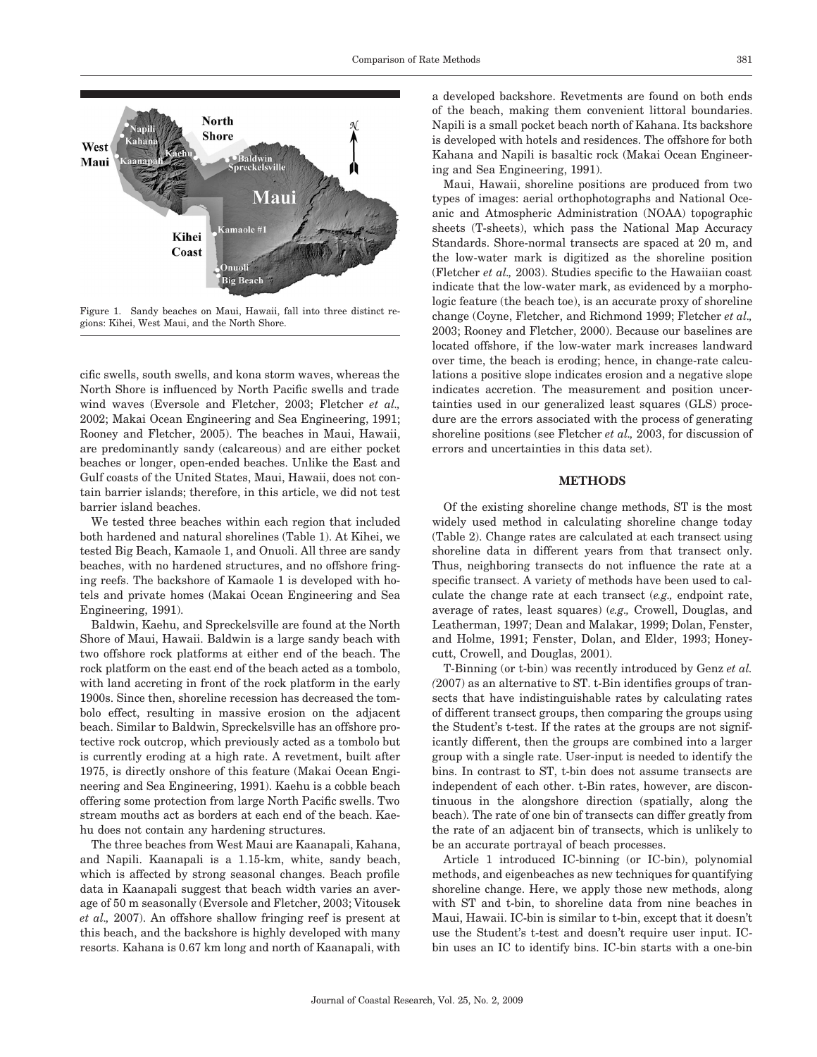Figure 1. Sandy beaches on Maui, Hawaii, fall into three distinct regions: Kihei, West Maui, and the North Shore.

cific swells, south swells, and kona storm waves, whereas the North Shore is influenced by North Pacific swells and trade wind waves (Eversole and Fletcher, 2003; Fletcher *et al.,* 2002; Makai Ocean Engineering and Sea Engineering, 1991; Rooney and Fletcher, 2005). The beaches in Maui, Hawaii, are predominantly sandy (calcareous) and are either pocket beaches or longer, open-ended beaches. Unlike the East and Gulf coasts of the United States, Maui, Hawaii, does not contain barrier islands; therefore, in this article, we did not test barrier island beaches.

We tested three beaches within each region that included both hardened and natural shorelines (Table 1). At Kihei, we tested Big Beach, Kamaole 1, and Onuoli. All three are sandy beaches, with no hardened structures, and no offshore fringing reefs. The backshore of Kamaole 1 is developed with hotels and private homes (Makai Ocean Engineering and Sea Engineering, 1991).

Baldwin, Kaehu, and Spreckelsville are found at the North Shore of Maui, Hawaii. Baldwin is a large sandy beach with two offshore rock platforms at either end of the beach. The rock platform on the east end of the beach acted as a tombolo, with land accreting in front of the rock platform in the early 1900s. Since then, shoreline recession has decreased the tombolo effect, resulting in massive erosion on the adjacent beach. Similar to Baldwin, Spreckelsville has an offshore protective rock outcrop, which previously acted as a tombolo but is currently eroding at a high rate. A revetment, built after 1975, is directly onshore of this feature (Makai Ocean Engineering and Sea Engineering, 1991). Kaehu is a cobble beach offering some protection from large North Pacific swells. Two stream mouths act as borders at each end of the beach. Kaehu does not contain any hardening structures.

The three beaches from West Maui are Kaanapali, Kahana, and Napili. Kaanapali is a 1.15-km, white, sandy beach, which is affected by strong seasonal changes. Beach profile data in Kaanapali suggest that beach width varies an average of 50 m seasonally (Eversole and Fletcher, 2003; Vitousek *et al.,* 2007). An offshore shallow fringing reef is present at this beach, and the backshore is highly developed with many resorts. Kahana is 0.67 km long and north of Kaanapali, with a developed backshore. Revetments are found on both ends of the beach, making them convenient littoral boundaries. Napili is a small pocket beach north of Kahana. Its backshore is developed with hotels and residences. The offshore for both Kahana and Napili is basaltic rock (Makai Ocean Engineering and Sea Engineering, 1991).

Maui, Hawaii, shoreline positions are produced from two types of images: aerial orthophotographs and National Oceanic and Atmospheric Administration (NOAA) topographic sheets (T-sheets), which pass the National Map Accuracy Standards. Shore-normal transects are spaced at 20 m, and the low-water mark is digitized as the shoreline position (Fletcher *et al.,* 2003). Studies specific to the Hawaiian coast indicate that the low-water mark, as evidenced by a morphologic feature (the beach toe), is an accurate proxy of shoreline change (Coyne, Fletcher, and Richmond 1999; Fletcher *et al.,* 2003; Rooney and Fletcher, 2000). Because our baselines are located offshore, if the low-water mark increases landward over time, the beach is eroding; hence, in change-rate calculations a positive slope indicates erosion and a negative slope indicates accretion. The measurement and position uncertainties used in our generalized least squares (GLS) procedure are the errors associated with the process of generating shoreline positions (see Fletcher *et al.,* 2003, for discussion of errors and uncertainties in this data set).

## METHODS

Of the existing shoreline change methods, ST is the most widely used method in calculating shoreline change today (Table 2). Change rates are calculated at each transect using shoreline data in different years from that transect only. Thus, neighboring transects do not influence the rate at a specific transect. A variety of methods have been used to calculate the change rate at each transect (*e.g.,* endpoint rate, average of rates, least squares) (*e.g.,* Crowell, Douglas, and Leatherman, 1997; Dean and Malakar, 1999; Dolan, Fenster, and Holme, 1991; Fenster, Dolan, and Elder, 1993; Honeycutt, Crowell, and Douglas, 2001).

T-Binning (or t-bin) was recently introduced by Genz *et al.* (2007) as an alternative to ST. t-Bin identifies groups of transects that have indistinguishable rates by calculating rates of different transect groups, then comparing the groups using the Student's t-test. If the rates at the groups are not significantly different, then the groups are combined into a larger group with a single rate. User-input is needed to identify the bins. In contrast to ST, t-bin does not assume transects are independent of each other. t-Bin rates, however, are discontinuous in the alongshore direction (spatially, along the beach). The rate of one bin of transects can differ greatly from the rate of an adjacent bin of transects, which is unlikely to be an accurate portrayal of beach processes.

Article 1 introduced IC-binning (or IC-bin), polynomial methods, and eigenbeaches as new techniques for quantifying shoreline change. Here, we apply those new methods, along with ST and t-bin, to shoreline data from nine beaches in Maui, Hawaii. IC-bin is similar to t-bin, except that it doesn't use the Student's t-test and doesn't require user input. IC-bin uses an IC to identify bins. IC-bin starts with a one-bin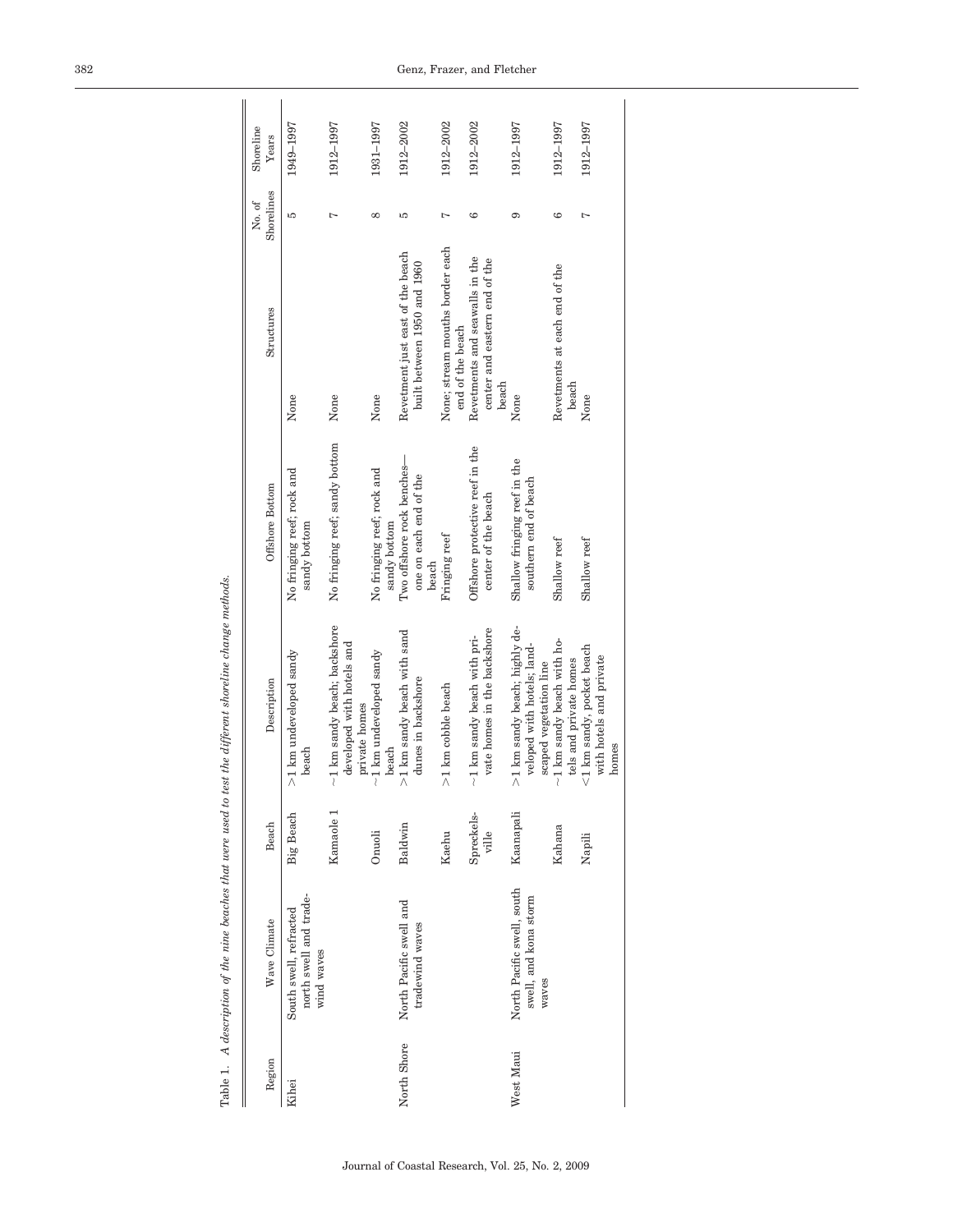Table 1. *A description of the nine beaches that were used to test the different shoreline change methods.*

| Region | Wave Climate | Beach | Description | Offshore Bottom | Structures | No. of Shorelines | Shoreline Years |
|---|---|---|---|---|---|---|---|
| Kihei | South swell, refracted north swell and tradewind waves | Big Beach | >1 km undeveloped sandy beach | No fringing reef; rock and sandy bottom | None | 5 | 1949–1997 |
| | | Kamaole 1 | ~1 km sandy beach; backshore developed with hotels and private homes | No fringing reef; sandy bottom | None | 7 | 1912–1997 |
| | | Onuoli | ~1 km undeveloped sandy beach | No fringing reef; rock and sandy bottom | None | 8 | 1931–1997 |
| North Shore | North Pacific swell and tradewind waves | Baldwin | >1 km sandy beach with sand dunes in backshore | Two offshore rock benches—one on each end of the beach | Revetment just east of the beach built between 1950 and 1960 | 5 | 1912–2002 |
| | | Kaehu | >1 km cobble beach | Fringing reef | None; stream mouths border each end of the beach | 7 | 1912–2002 |
| | | Spreckelsville | ~1 km sandy beach with private homes in the backshore | Offshore protective reef in the center of the beach | Revetments and seawalls in the center and eastern end of the beach | 6 | 1912–2002 |
| West Maui | North Pacific swell, south swell, and kona storm waves | Kaanapali | >1 km sandy beach; highly developed with hotels; landscaped vegetation line | Shallow fringing reef in the southern end of beach | None | 9 | 1912–1997 |
| | | Kahana | ~1 km sandy beach with hotels and private homes | Shallow reef | Revetments at each end of the beach | 6 | 1912–1997 |
| | | Napili | <1 km sandy, pocket beach with hotels and private homes | Shallow reef | None | 7 | 1912–1997 |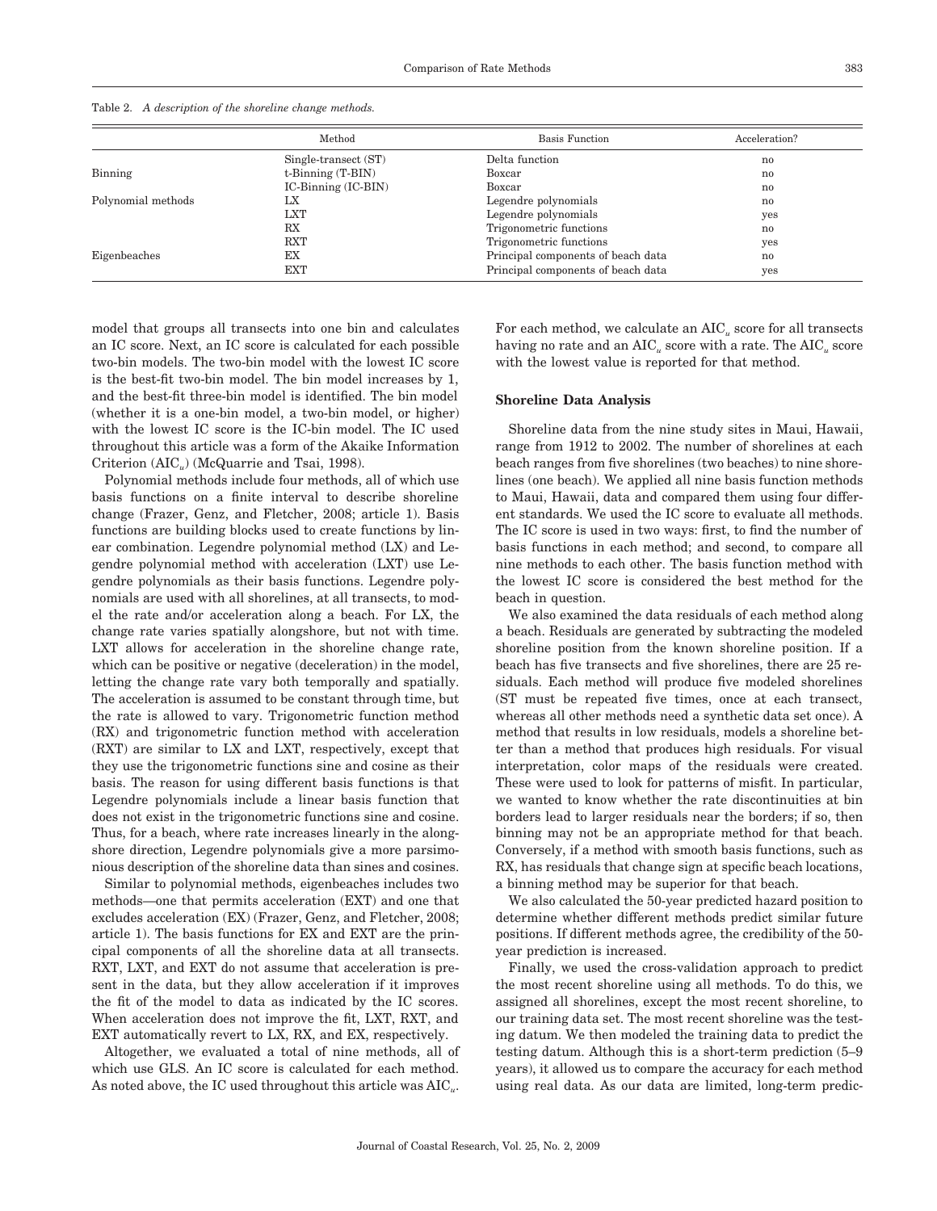Table 2. *A description of the shoreline change methods.*

| | Method | Basis Function | Acceleration? |
|---|---|---|---|
| | Single-transect (ST) | Delta function | no |
| Binning | t-Binning (T-BIN) | Boxcar | no |
| | IC-Binning (IC-BIN) | Boxcar | no |
| Polynomial methods | LX | Legendre polynomials | no |
| | LXT | Legendre polynomials | yes |
| | RX | Trigonometric functions | no |
| | RXT | Trigonometric functions | yes |
| Eigenbeaches | EX | Principal components of beach data | no |
| | EXT | Principal components of beach data | yes |

model that groups all transects into one bin and calculates an IC score. Next, an IC score is calculated for each possible two-bin models. The two-bin model with the lowest IC score is the best-fit two-bin model. The bin model increases by 1, and the best-fit three-bin model is identified. The bin model (whether it is a one-bin model, a two-bin model, or higher) with the lowest IC score is the IC-bin model. The IC used throughout this article was a form of the Akaike Information Criterion ($AIC_u$) (McQuarrie and Tsai, 1998).

Polynomial methods include four methods, all of which use basis functions on a finite interval to describe shoreline change (Frazer, Genz, and Fletcher, 2008; article 1). Basis functions are building blocks used to create functions by linear combination. Legendre polynomial method (LX) and Legendre polynomial method with acceleration (LXT) use Legendre polynomials as their basis functions. Legendre polynomials are used with all shorelines, at all transects, to model the rate and/or acceleration along a beach. For LX, the change rate varies spatially alongshore, but not with time. LXT allows for acceleration in the shoreline change rate, which can be positive or negative (deceleration) in the model, letting the change rate vary both temporally and spatially. The acceleration is assumed to be constant through time, but the rate is allowed to vary. Trigonometric function method (RX) and trigonometric function method with acceleration (RXT) are similar to LX and LXT, respectively, except that they use the trigonometric functions sine and cosine as their basis. The reason for using different basis functions is that Legendre polynomials include a linear basis function that does not exist in the trigonometric functions sine and cosine. Thus, for a beach, where rate increases linearly in the alongshore direction, Legendre polynomials give a more parsimonious description of the shoreline data than sines and cosines.

Similar to polynomial methods, eigenbeaches includes two methods—one that permits acceleration (EXT) and one that excludes acceleration (EX) (Frazer, Genz, and Fletcher, 2008; article 1). The basis functions for EX and EXT are the principal components of all the shoreline data at all transects. RXT, LXT, and EXT do not assume that acceleration is present in the data, but they allow acceleration if it improves the fit of the model to data as indicated by the IC scores. When acceleration does not improve the fit, LXT, RXT, and EXT automatically revert to LX, RX, and EX, respectively.

Altogether, we evaluated a total of nine methods, all of which use GLS. An IC score is calculated for each method. As noted above, the IC used throughout this article was $AIC_u$. For each method, we calculate an $AIC_u$ score for all transects having no rate and an $AIC_u$ score with a rate. The $AIC_u$ score with the lowest value is reported for that method.

### Shoreline Data Analysis

Shoreline data from the nine study sites in Maui, Hawaii, range from 1912 to 2002. The number of shorelines at each beach ranges from five shorelines (two beaches) to nine shorelines (one beach). We applied all nine basis function methods to Maui, Hawaii, data and compared them using four different standards. We used the IC score to evaluate all methods. The IC score is used in two ways: first, to find the number of basis functions in each method; and second, to compare all nine methods to each other. The basis function method with the lowest IC score is considered the best method for the beach in question.

We also examined the data residuals of each method along a beach. Residuals are generated by subtracting the modeled shoreline position from the known shoreline position. If a beach has five transects and five shorelines, there are 25 residuals. Each method will produce five modeled shorelines (ST must be repeated five times, once at each transect, whereas all other methods need a synthetic data set once). A method that results in low residuals, models a shoreline better than a method that produces high residuals. For visual interpretation, color maps of the residuals were created. These were used to look for patterns of misfit. In particular, we wanted to know whether the rate discontinuities at bin borders lead to larger residuals near the borders; if so, then binning may not be an appropriate method for that beach. Conversely, if a method with smooth basis functions, such as RX, has residuals that change sign at specific beach locations, a binning method may be superior for that beach.

We also calculated the 50-year predicted hazard position to determine whether different methods predict similar future positions. If different methods agree, the credibility of the 50-year prediction is increased.

Finally, we used the cross-validation approach to predict the most recent shoreline using all methods. To do this, we assigned all shorelines, except the most recent shoreline, to our training data set. The most recent shoreline was the testing datum. We then modeled the training data to predict the testing datum. Although this is a short-term prediction (5–9 years), it allowed us to compare the accuracy for each method using real data. As our data are limited, long-term predic-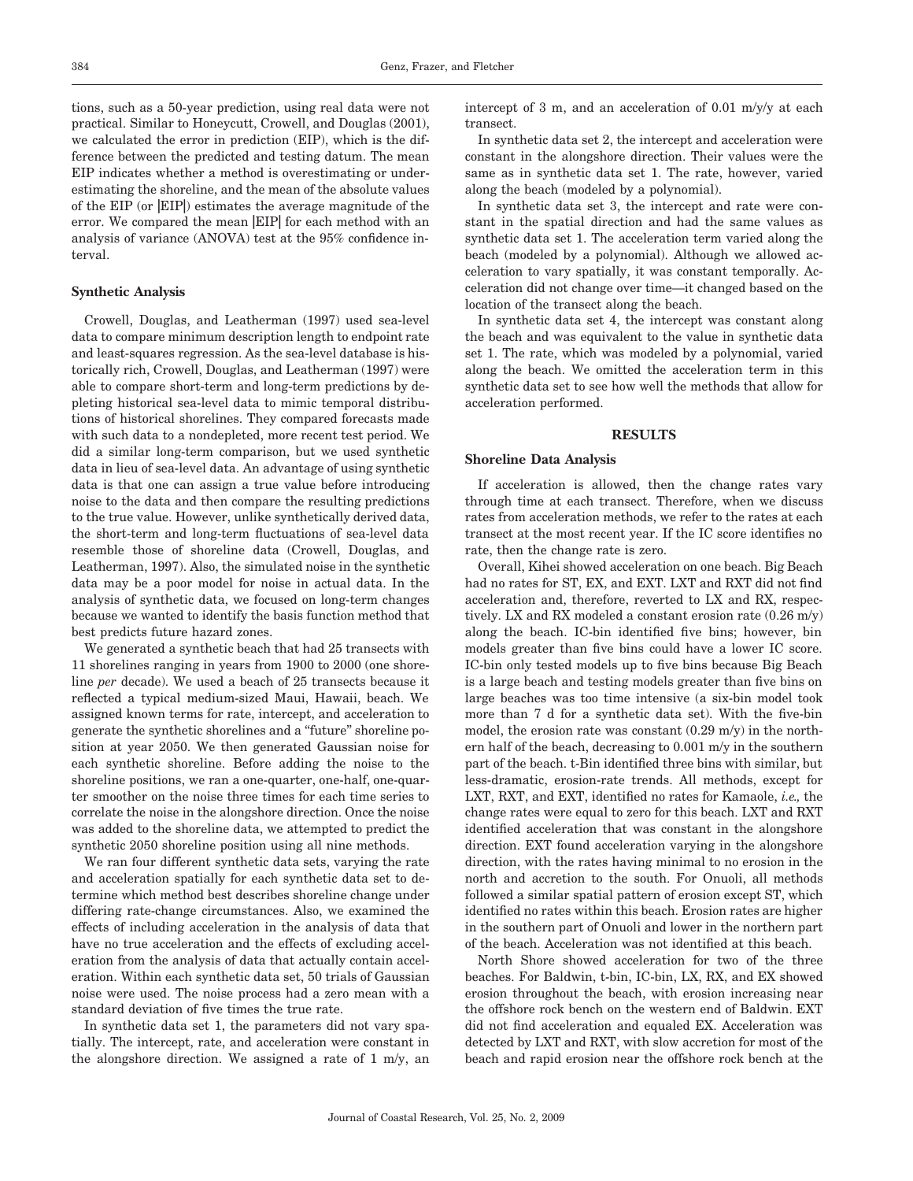tions, such as a 50-year prediction, using real data were not practical. Similar to Honeycutt, Crowell, and Douglas (2001), we calculated the error in prediction (EIP), which is the difference between the predicted and testing datum. The mean EIP indicates whether a method is overestimating or underestimating the shoreline, and the mean of the absolute values of the EIP (or |EIP|) estimates the average magnitude of the error. We compared the mean |EIP| for each method with an analysis of variance (ANOVA) test at the 95% confidence interval.

### Synthetic Analysis

Crowell, Douglas, and Leatherman (1997) used sea-level data to compare minimum description length to endpoint rate and least-squares regression. As the sea-level database is historically rich, Crowell, Douglas, and Leatherman (1997) were able to compare short-term and long-term predictions by depleting historical sea-level data to mimic temporal distributions of historical shorelines. They compared forecasts made with such data to a nondepleted, more recent test period. We did a similar long-term comparison, but we used synthetic data in lieu of sea-level data. An advantage of using synthetic data is that one can assign a true value before introducing noise to the data and then compare the resulting predictions to the true value. However, unlike synthetically derived data, the short-term and long-term fluctuations of sea-level data resemble those of shoreline data (Crowell, Douglas, and Leatherman, 1997). Also, the simulated noise in the synthetic data may be a poor model for noise in actual data. In the analysis of synthetic data, we focused on long-term changes because we wanted to identify the basis function method that best predicts future hazard zones.

We generated a synthetic beach that had 25 transects with 11 shorelines ranging in years from 1900 to 2000 (one shoreline *per* decade). We used a beach of 25 transects because it reflected a typical medium-sized Maui, Hawaii, beach. We assigned known terms for rate, intercept, and acceleration to generate the synthetic shorelines and a "future" shoreline position at year 2050. We then generated Gaussian noise for each synthetic shoreline. Before adding the noise to the shoreline positions, we ran a one-quarter, one-half, one-quarter smoother on the noise three times for each time series to correlate the noise in the alongshore direction. Once the noise was added to the shoreline data, we attempted to predict the synthetic 2050 shoreline position using all nine methods.

We ran four different synthetic data sets, varying the rate and acceleration spatially for each synthetic data set to determine which method best describes shoreline change under differing rate-change circumstances. Also, we examined the effects of including acceleration in the analysis of data that have no true acceleration and the effects of excluding acceleration from the analysis of data that actually contain acceleration. Within each synthetic data set, 50 trials of Gaussian noise were used. The noise process had a zero mean with a standard deviation of five times the true rate.

In synthetic data set 1, the parameters did not vary spatially. The intercept, rate, and acceleration were constant in the alongshore direction. We assigned a rate of 1 m/y, an intercept of 3 m, and an acceleration of 0.01 m/y/y at each transect.

In synthetic data set 2, the intercept and acceleration were constant in the alongshore direction. Their values were the same as in synthetic data set 1. The rate, however, varied along the beach (modeled by a polynomial).

In synthetic data set 3, the intercept and rate were constant in the spatial direction and had the same values as synthetic data set 1. The acceleration term varied along the beach (modeled by a polynomial). Although we allowed acceleration to vary spatially, it was constant temporally. Acceleration did not change over time—it changed based on the location of the transect along the beach.

In synthetic data set 4, the intercept was constant along the beach and was equivalent to the value in synthetic data set 1. The rate, which was modeled by a polynomial, varied along the beach. We omitted the acceleration term in this synthetic data set to see how well the methods that allow for acceleration performed.

## RESULTS

### Shoreline Data Analysis

If acceleration is allowed, then the change rates vary through time at each transect. Therefore, when we discuss rates from acceleration methods, we refer to the rates at each transect at the most recent year. If the IC score identifies no rate, then the change rate is zero.

Overall, Kihei showed acceleration on one beach. Big Beach had no rates for ST, EX, and EXT. LXT and RXT did not find acceleration and, therefore, reverted to LX and RX, respectively. LX and RX modeled a constant erosion rate (0.26 m/y) along the beach. IC-bin identified five bins; however, bin models greater than five bins could have a lower IC score. IC-bin only tested models up to five bins because Big Beach is a large beach and testing models greater than five bins on large beaches was too time intensive (a six-bin model took more than 7 d for a synthetic data set). With the five-bin model, the erosion rate was constant (0.29 m/y) in the northern half of the beach, decreasing to 0.001 m/y in the southern part of the beach. t-Bin identified three bins with similar, but less-dramatic, erosion-rate trends. All methods, except for LXT, RXT, and EXT, identified no rates for Kamaole, *i.e.,* the change rates were equal to zero for this beach. LXT and RXT identified acceleration that was constant in the alongshore direction. EXT found acceleration varying in the alongshore direction, with the rates having minimal to no erosion in the north and accretion to the south. For Onuoli, all methods followed a similar spatial pattern of erosion except ST, which identified no rates within this beach. Erosion rates are higher in the southern part of Onuoli and lower in the northern part of the beach. Acceleration was not identified at this beach.

North Shore showed acceleration for two of the three beaches. For Baldwin, t-bin, IC-bin, LX, RX, and EX showed erosion throughout the beach, with erosion increasing near the offshore rock bench on the western end of Baldwin. EXT did not find acceleration and equaled EX. Acceleration was detected by LXT and RXT, with slow accretion for most of the beach and rapid erosion near the offshore rock bench at the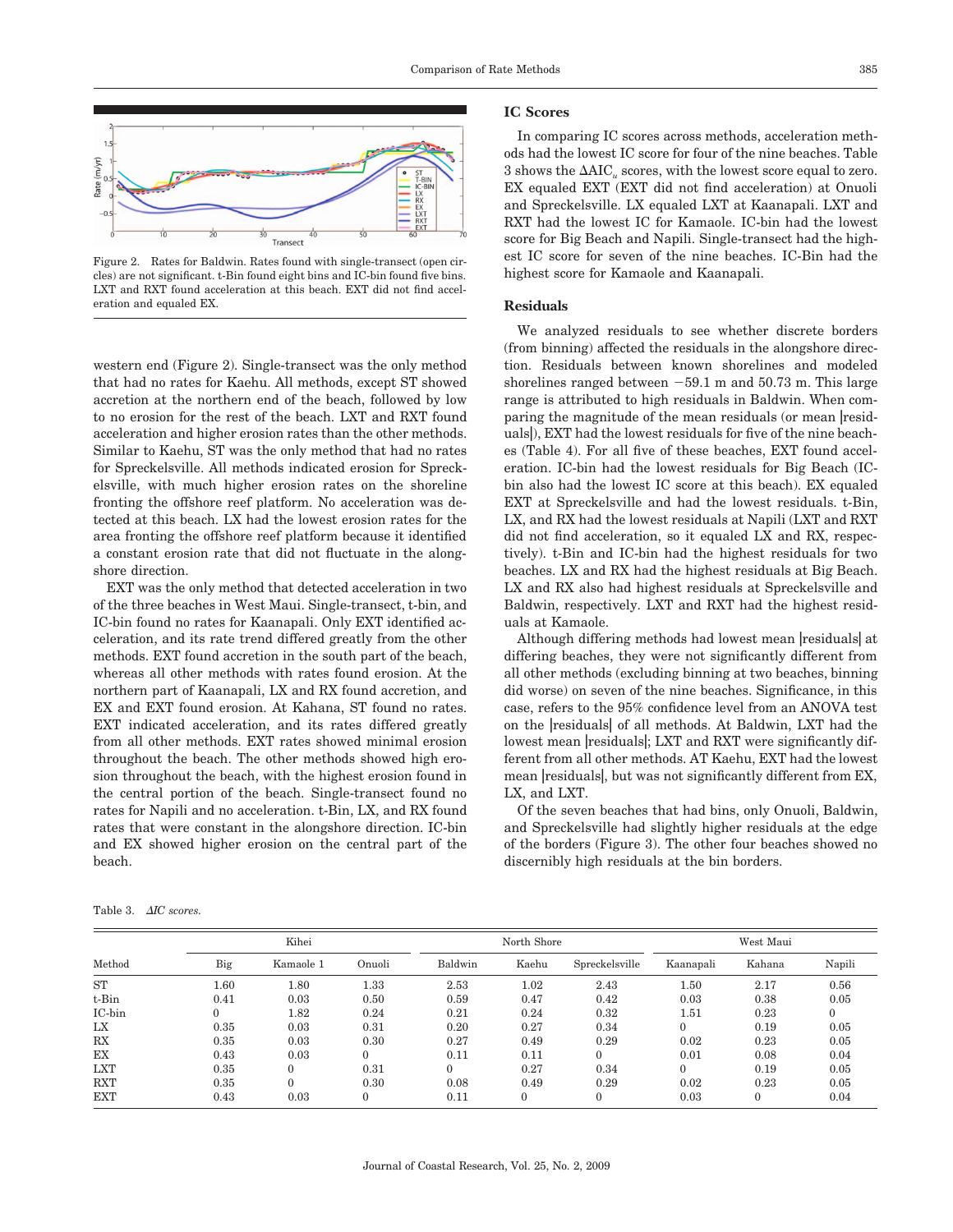Rate (m/yr)
Transect
ST
T-BIN
IC-BIN
LX
RX
EX
LXT
RXT
EXT

Figure 2. Rates for Baldwin. Rates found with single-transect (open circles) are not significant. t-Bin found eight bins and IC-bin found five bins. LXT and RXT found acceleration at this beach. EXT did not find acceleration and equaled EX.

western end (Figure 2). Single-transect was the only method that had no rates for Kaehu. All methods, except ST showed accretion at the northern end of the beach, followed by low to no erosion for the rest of the beach. LXT and RXT found acceleration and higher erosion rates than the other methods. Similar to Kaehu, ST was the only method that had no rates for Spreckelsville. All methods indicated erosion for Spreckelsville, with much higher erosion rates on the shoreline fronting the offshore reef platform. No acceleration was detected at this beach. LX had the lowest erosion rates for the area fronting the offshore reef platform because it identified a constant erosion rate that did not fluctuate in the alongshore direction.

EXT was the only method that detected acceleration in two of the three beaches in West Maui. Single-transect, t-bin, and IC-bin found no rates for Kaanapali. Only EXT identified acceleration, and its rate trend differed greatly from the other methods. EXT found accretion in the south part of the beach, whereas all other methods found erosion. At the northern part of Kaanapali, LX and RX found accretion, and EX and EXT found erosion. At Kahana, ST found no rates. EXT indicated acceleration, and its rates differed greatly from all other methods. EXT rates showed minimal erosion throughout the beach. The other methods showed high erosion throughout the beach, with the highest erosion found in the central portion of the beach. Single-transect found no rates for Napili and no acceleration. t-Bin, LX, and RX found rates that were constant in the alongshore direction. IC-bin and EX showed higher erosion on the central part of the beach.

## IC Scores

In comparing IC scores across methods, acceleration methods had the lowest IC score for four of the nine beaches. Table 3 shows the $\Delta AIC_u$ scores, with the lowest score equal to zero. EX equaled EXT (EXT did not find acceleration) at Onuoli and Spreckelsville. LX equaled LXT at Kaanapali. LXT and RXT had the lowest IC for Kamaole. IC-bin had the lowest score for Big Beach and Napili. Single-transect had the highest IC score for seven of the nine beaches. IC-Bin had the highest score for Kamaole and Kaanapali.

## Residuals

We analyzed residuals to see whether discrete borders (from binning) affected the residuals in the alongshore direction. Residuals between known shorelines and modeled shorelines ranged between −59.1 m and 50.73 m. This large range is attributed to high residuals in Baldwin. When comparing the magnitude of the mean residuals (or mean |residuals|), EXT had the lowest residuals for five of the nine beaches (Table 4). For all five of these beaches, EXT found acceleration. IC-bin had the lowest residuals for Big Beach (IC-bin also had the lowest IC score at this beach). EX equaled EXT at Spreckelsville and had the lowest residuals. t-Bin, LX, and RX had the lowest residuals at Napili (LXT and RXT did not find acceleration, so it equaled LX and RX, respectively). t-Bin and IC-bin had the highest residuals for two beaches. LX and RX had the highest residuals at Big Beach. LX and RX also had highest residuals at Spreckelsville and Baldwin, respectively. LXT and RXT had the highest residuals at Kamaole.

Although differing methods had lowest mean |residuals| at differing beaches, they were not significantly different from all other methods (excluding binning at two beaches, binning did worse) on seven of the nine beaches. Significance, in this case, refers to the 95% confidence level from an ANOVA test on the |residuals| of all methods. At Baldwin, LXT had the lowest mean |residuals|; LXT and RXT were significantly different from all other methods. AT Kaehu, EXT had the lowest mean |residuals|, but was not significantly different from EX, LX, and LXT.

Of the seven beaches that had bins, only Onuoli, Baldwin, and Spreckelsville had slightly higher residuals at the edge of the borders (Figure 3). The other four beaches showed no discernibly high residuals at the bin borders.

Table 3. *ΔIC scores.*

| | Kihei | | | North Shore | | | West Maui | | |
|---|---|---|---|---|---|---|---|---|---|
| Method | Big | Kamaole 1 | Onuoli | Baldwin | Kaehu | Spreckelsville | Kaanapali | Kahana | Napili |
| ST | 1.60 | 1.80 | 1.33 | 2.53 | 1.02 | 2.43 | 1.50 | 2.17 | 0.56 |
| t-Bin | 0.41 | 0.03 | 0.50 | 0.59 | 0.47 | 0.42 | 0.03 | 0.38 | 0.05 |
| IC-bin | 0 | 1.82 | 0.24 | 0.21 | 0.24 | 0.32 | 1.51 | 0.23 | 0 |
| LX | 0.35 | 0.03 | 0.31 | 0.20 | 0.27 | 0.34 | 0 | 0.19 | 0.05 |
| RX | 0.35 | 0.03 | 0.30 | 0.27 | 0.49 | 0.29 | 0.02 | 0.23 | 0.05 |
| EX | 0.43 | 0.03 | 0 | 0.11 | 0.11 | 0 | 0.01 | 0.08 | 0.04 |
| LXT | 0.35 | 0 | 0.31 | 0 | 0.27 | 0.34 | 0 | 0.19 | 0.05 |
| RXT | 0.35 | 0 | 0.30 | 0.08 | 0.49 | 0.29 | 0.02 | 0.23 | 0.05 |
| EXT | 0.43 | 0.03 | 0 | 0.11 | 0 | 0 | 0.03 | 0 | 0.04 |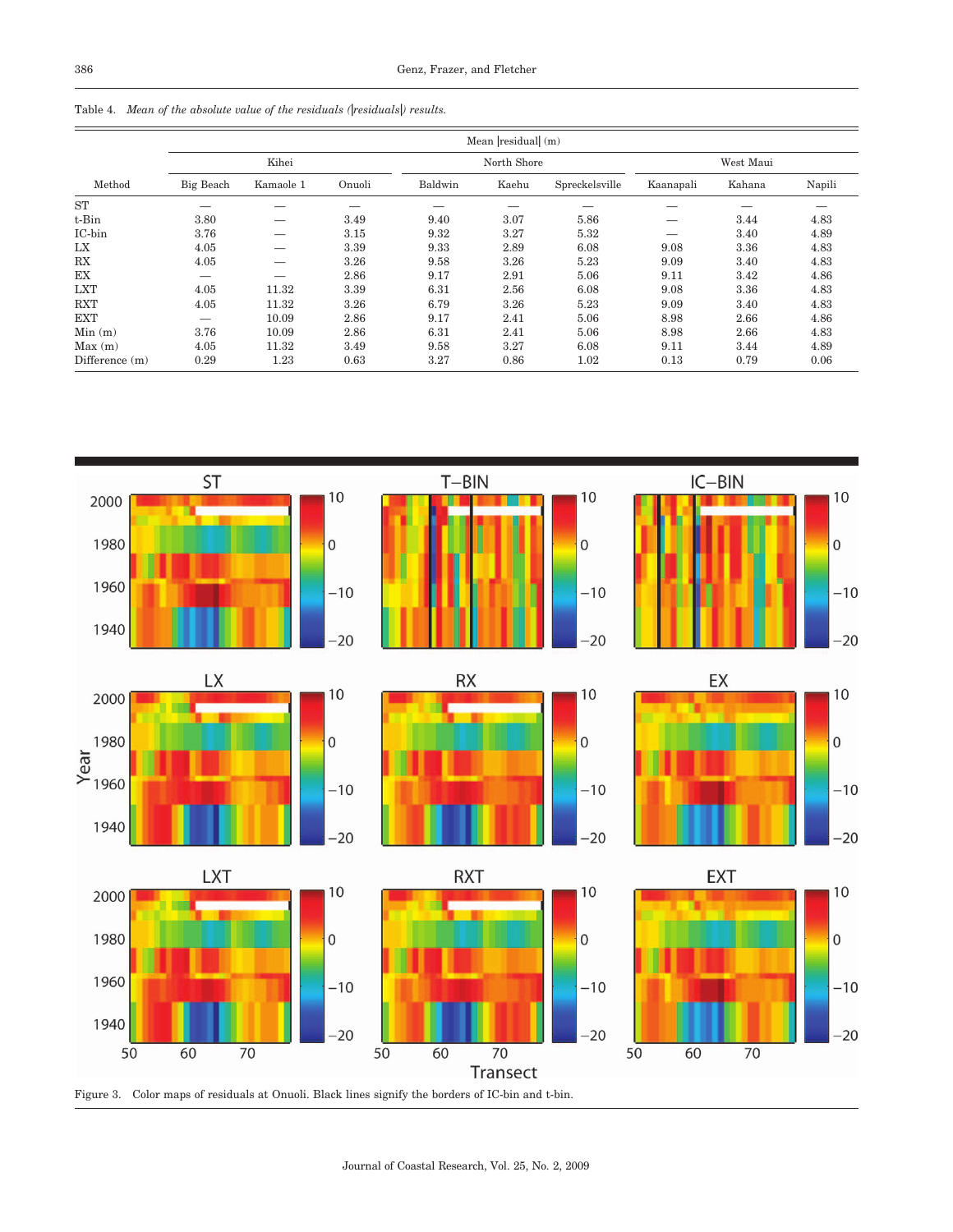Table 4. *Mean of the absolute value of the residuals (|residuals|) results.*

| | Mean \|residual\| (m) | | | | | | | | |
|---|---|---|---|---|---|---|---|---|---|
| | Kihei | | | North Shore | | | West Maui | | |
| Method | Big Beach | Kamaole 1 | Onuoli | Baldwin | Kaehu | Spreckelsville | Kaanapali | Kahana | Napili |
| ST | — | — | — | — | — | — | — | — | — |
| t-Bin | 3.80 | — | 3.49 | 9.40 | 3.07 | 5.86 | — | 3.44 | 4.83 |
| IC-bin | 3.76 | — | 3.15 | 9.32 | 3.27 | 5.32 | — | 3.40 | 4.89 |
| LX | 4.05 | — | 3.39 | 9.33 | 2.89 | 6.08 | 9.08 | 3.36 | 4.83 |
| RX | 4.05 | — | 3.26 | 9.58 | 3.26 | 5.23 | 9.09 | 3.40 | 4.83 |
| EX | — | — | 2.86 | 9.17 | 2.91 | 5.06 | 9.11 | 3.42 | 4.86 |
| LXT | 4.05 | 11.32 | 3.39 | 6.31 | 2.56 | 6.08 | 9.08 | 3.36 | 4.83 |
| RXT | 4.05 | 11.32 | 3.26 | 6.79 | 3.26 | 5.23 | 9.09 | 3.40 | 4.83 |
| EXT | — | 10.09 | 2.86 | 9.17 | 2.41 | 5.06 | 8.98 | 2.66 | 4.86 |
| Min (m) | 3.76 | 10.09 | 2.86 | 6.31 | 2.41 | 5.06 | 8.98 | 2.66 | 4.83 |
| Max (m) | 4.05 | 11.32 | 3.49 | 9.58 | 3.27 | 6.08 | 9.11 | 3.44 | 4.89 |
| Difference (m) | 0.29 | 1.23 | 0.63 | 3.27 | 0.86 | 1.02 | 0.13 | 0.79 | 0.06 |

Figure 3. Color maps of residuals at Onuoli. Black lines signify the borders of IC-bin and t-bin.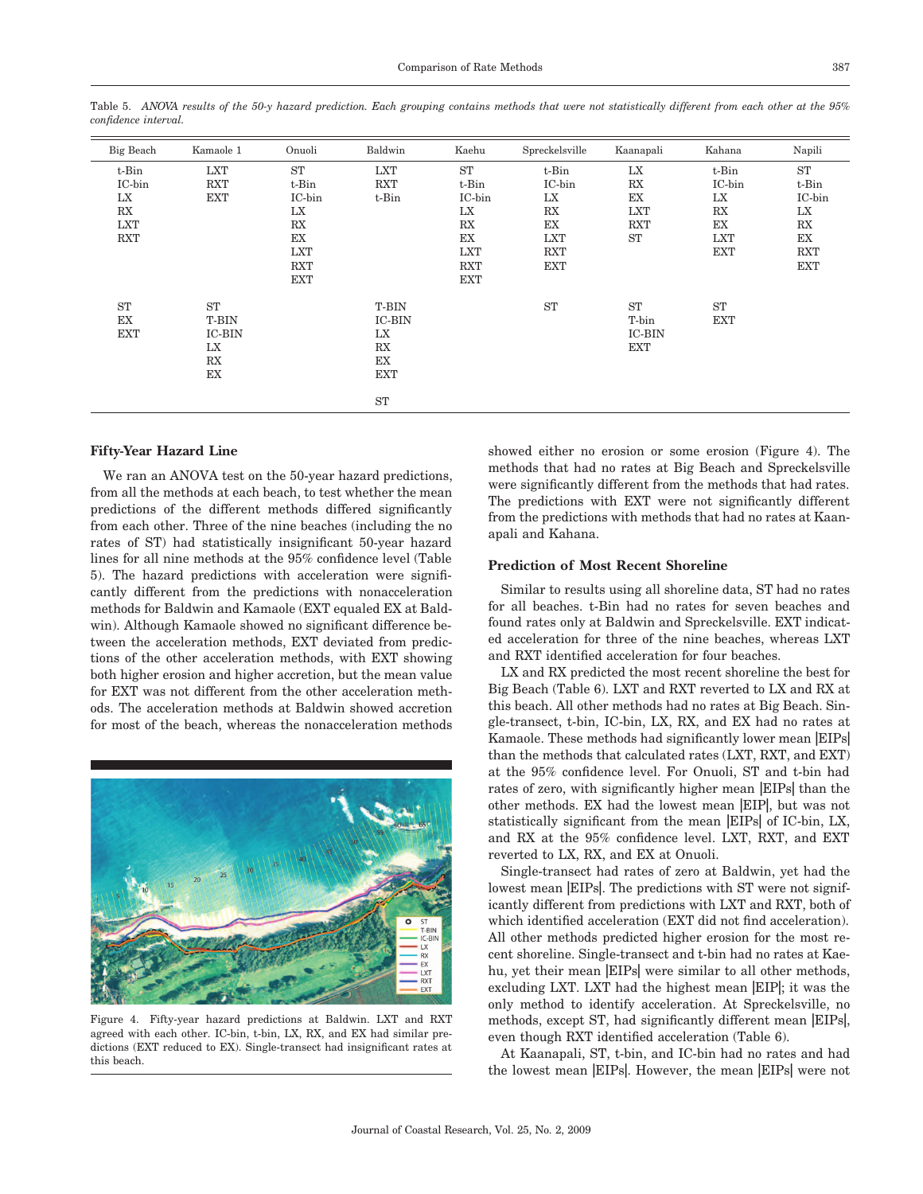Table 5. *ANOVA results of the 50-y hazard prediction. Each grouping contains methods that were not statistically different from each other at the 95% confidence interval.*

| Big Beach | Kamaole 1 | Onuoli | Baldwin | Kaehu | Spreckelsville | Kaanapali | Kahana | Napili |
|---|---|---|---|---|---|---|---|---|
| t-Bin<br>IC-bin<br>LX<br>RX<br>LXT<br>RXT | LXT<br>RXT<br>EXT | ST<br>t-Bin<br>IC-bin<br>LX<br>RX<br>EX<br>LXT<br>RXT<br>EXT | LXT<br>RXT<br>t-Bin | ST<br>t-Bin<br>IC-bin<br>LX<br>RX<br>EX<br>LXT<br>RXT<br>EXT | t-Bin<br>IC-bin<br>LX<br>RX<br>EX<br>LXT<br>RXT<br>EXT | LX<br>RX<br>EX<br>LXT<br>RXT<br>ST | t-Bin<br>IC-bin<br>LX<br>RX<br>EX<br>LXT<br>EXT | ST<br>t-Bin<br>IC-bin<br>LX<br>RX<br>EX<br>RXT<br>EXT |
| ST<br>EX<br>EXT | ST<br>T-BIN<br>IC-BIN<br>LX<br>RX<br>EX | | T-BIN<br>IC-BIN<br>LX<br>RX<br>EX<br>EXT | | ST | ST<br>T-bin<br>IC-BIN<br>EXT | ST<br>EXT | |
| | | | ST | | | | | |

## Fifty-Year Hazard Line

We ran an ANOVA test on the 50-year hazard predictions, from all the methods at each beach, to test whether the mean predictions of the different methods differed significantly from each other. Three of the nine beaches (including the no rates of ST) had statistically insignificant 50-year hazard lines for all nine methods at the 95% confidence level (Table 5). The hazard predictions with acceleration were significantly different from the predictions with nonacceleration methods for Baldwin and Kamaole (EXT equaled EX at Baldwin). Although Kamaole showed no significant difference between the acceleration methods, EXT deviated from predictions of the other acceleration methods, with EXT showing both higher erosion and higher accretion, but the mean value for EXT was not different from the other acceleration methods. The acceleration methods at Baldwin showed accretion for most of the beach, whereas the nonacceleration methods showed either no erosion or some erosion (Figure 4). The methods that had no rates at Big Beach and Spreckelsville were significantly different from the methods that had rates. The predictions with EXT were not significantly different from the predictions with methods that had no rates at Kaanapali and Kahana.

Figure 4. Fifty-year hazard predictions at Baldwin. LXT and RXT agreed with each other. IC-bin, t-bin, LX, RX, and EX had similar predictions (EXT reduced to EX). Single-transect had insignificant rates at this beach.

## Prediction of Most Recent Shoreline

Similar to results using all shoreline data, ST had no rates for all beaches. t-Bin had no rates for seven beaches and found rates only at Baldwin and Spreckelsville. EXT indicated acceleration for three of the nine beaches, whereas LXT and RXT identified acceleration for four beaches.

LX and RX predicted the most recent shoreline the best for Big Beach (Table 6). LXT and RXT reverted to LX and RX at this beach. All other methods had no rates at Big Beach. Single-transect, t-bin, IC-bin, LX, RX, and EX had no rates at Kamaole. These methods had significantly lower mean |EIPs| than the methods that calculated rates (LXT, RXT, and EXT) at the 95% confidence level. For Onuoli, ST and t-bin had rates of zero, with significantly higher mean |EIPs| than the other methods. EX had the lowest mean |EIP|, but was not statistically significant from the mean |EIPs| of IC-bin, LX, and RX at the 95% confidence level. LXT, RXT, and EXT reverted to LX, RX, and EX at Onuoli.

Single-transect had rates of zero at Baldwin, yet had the lowest mean |EIPs|. The predictions with ST were not significantly different from predictions with LXT and RXT, both of which identified acceleration (EXT did not find acceleration). All other methods predicted higher erosion for the most recent shoreline. Single-transect and t-bin had no rates at Kaehu, yet their mean |EIPs| were similar to all other methods, excluding LXT. LXT had the highest mean |EIP|; it was the only method to identify acceleration. At Spreckelsville, no methods, except ST, had significantly different mean |EIPs|, even though RXT identified acceleration (Table 6).

At Kaanapali, ST, t-bin, and IC-bin had no rates and had the lowest mean |EIPs|. However, the mean |EIPs| were not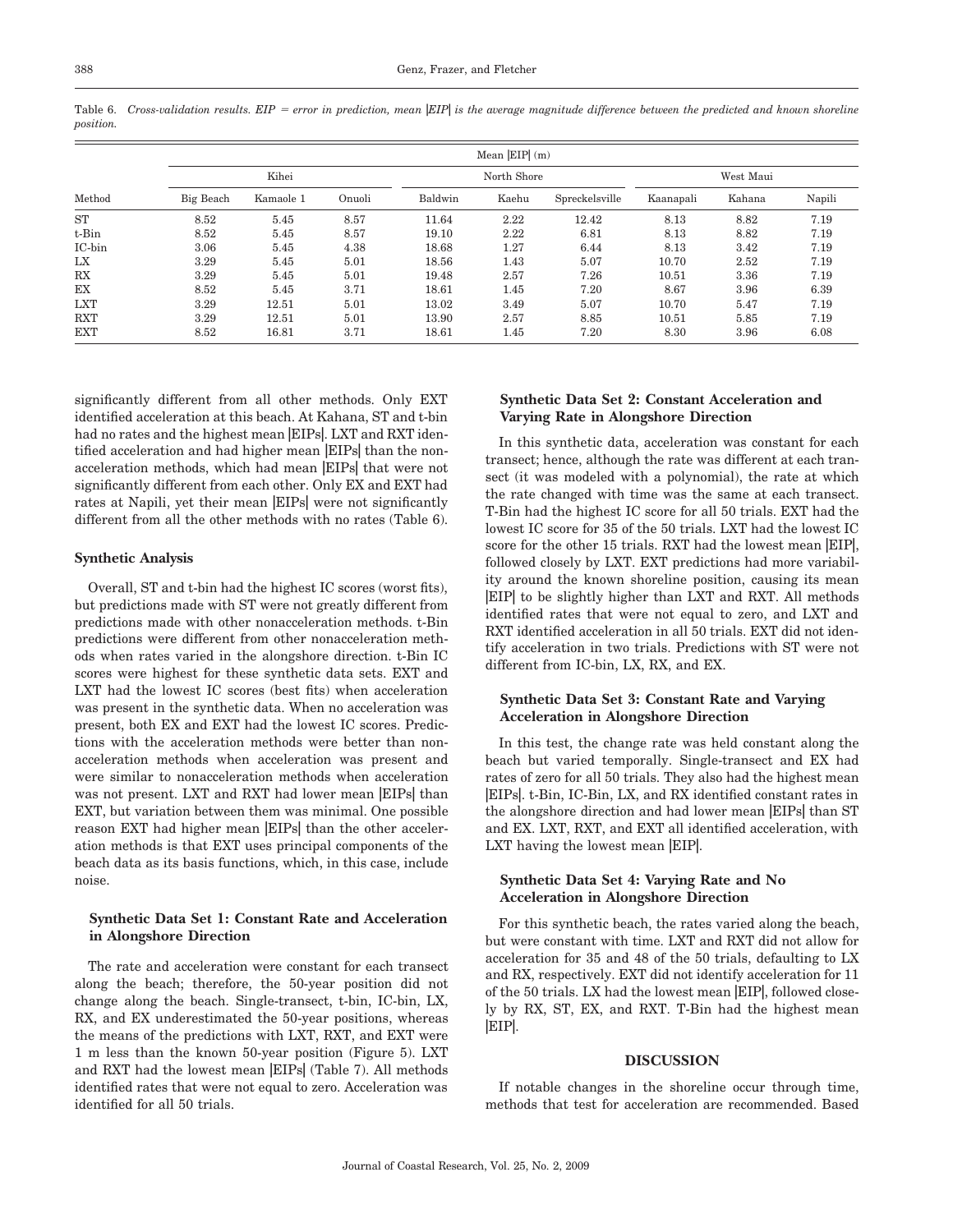Table 6. *Cross-validation results. EIP = error in prediction, mean |EIP| is the average magnitude difference between the predicted and known shoreline position.*

| Method | Mean \|EIP\| (m) | | | | | | | | |
|---|---|---|---|---|---|---|---|---|---|
| | Kihei | | | North Shore | | | West Maui | | |
| | Big Beach | Kamaole 1 | Onuoli | Baldwin | Kaehu | Spreckelsville | Kaanapali | Kahana | Napili |
| ST | 8.52 | 5.45 | 8.57 | 11.64 | 2.22 | 12.42 | 8.13 | 8.82 | 7.19 |
| t-Bin | 8.52 | 5.45 | 8.57 | 19.10 | 2.22 | 6.81 | 8.13 | 8.82 | 7.19 |
| IC-bin | 3.06 | 5.45 | 4.38 | 18.68 | 1.27 | 6.44 | 8.13 | 3.42 | 7.19 |
| LX | 3.29 | 5.45 | 5.01 | 18.56 | 1.43 | 5.07 | 10.70 | 2.52 | 7.19 |
| RX | 3.29 | 5.45 | 5.01 | 19.48 | 2.57 | 7.26 | 10.51 | 3.36 | 7.19 |
| EX | 8.52 | 5.45 | 3.71 | 18.61 | 1.45 | 7.20 | 8.67 | 3.96 | 6.39 |
| LXT | 3.29 | 12.51 | 5.01 | 13.02 | 3.49 | 5.07 | 10.70 | 5.47 | 7.19 |
| RXT | 3.29 | 12.51 | 5.01 | 13.90 | 2.57 | 8.85 | 10.51 | 5.85 | 7.19 |
| EXT | 8.52 | 16.81 | 3.71 | 18.61 | 1.45 | 7.20 | 8.30 | 3.96 | 6.08 |

significantly different from all other methods. Only EXT identified acceleration at this beach. At Kahana, ST and t-bin had no rates and the highest mean |EIPs|. LXT and RXT identified acceleration and had higher mean |EIPs| than the nonacceleration methods, which had mean |EIPs| that were not significantly different from each other. Only EX and EXT had rates at Napili, yet their mean |EIPs| were not significantly different from all the other methods with no rates (Table 6).

### Synthetic Analysis

Overall, ST and t-bin had the highest IC scores (worst fits), but predictions made with ST were not greatly different from predictions made with other nonacceleration methods. t-Bin predictions were different from other nonacceleration methods when rates varied in the alongshore direction. t-Bin IC scores were highest for these synthetic data sets. EXT and LXT had the lowest IC scores (best fits) when acceleration was present in the synthetic data. When no acceleration was present, both EX and EXT had the lowest IC scores. Predictions with the acceleration methods were better than nonacceleration methods when acceleration was present and were similar to nonacceleration methods when acceleration was not present. LXT and RXT had lower mean |EIPs| than EXT, but variation between them was minimal. One possible reason EXT had higher mean |EIPs| than the other acceleration methods is that EXT uses principal components of the beach data as its basis functions, which, in this case, include noise.

#### Synthetic Data Set 1: Constant Rate and Acceleration in Alongshore Direction

The rate and acceleration were constant for each transect along the beach; therefore, the 50-year position did not change along the beach. Single-transect, t-bin, IC-bin, LX, RX, and EX underestimated the 50-year positions, whereas the means of the predictions with LXT, RXT, and EXT were 1 m less than the known 50-year position (Figure 5). LXT and RXT had the lowest mean |EIPs| (Table 7). All methods identified rates that were not equal to zero. Acceleration was identified for all 50 trials.

#### Synthetic Data Set 2: Constant Acceleration and Varying Rate in Alongshore Direction

In this synthetic data, acceleration was constant for each transect; hence, although the rate was different at each transect (it was modeled with a polynomial), the rate at which the rate changed with time was the same at each transect. T-Bin had the highest IC score for all 50 trials. EXT had the lowest IC score for 35 of the 50 trials. LXT had the lowest IC score for the other 15 trials. RXT had the lowest mean |EIP|, followed closely by LXT. EXT predictions had more variability around the known shoreline position, causing its mean |EIP| to be slightly higher than LXT and RXT. All methods identified rates that were not equal to zero, and LXT and RXT identified acceleration in all 50 trials. EXT did not identify acceleration in two trials. Predictions with ST were not different from IC-bin, LX, RX, and EX.

#### Synthetic Data Set 3: Constant Rate and Varying Acceleration in Alongshore Direction

In this test, the change rate was held constant along the beach but varied temporally. Single-transect and EX had rates of zero for all 50 trials. They also had the highest mean |EIPs|. t-Bin, IC-Bin, LX, and RX identified constant rates in the alongshore direction and had lower mean |EIPs| than ST and EX. LXT, RXT, and EXT all identified acceleration, with LXT having the lowest mean |EIP|.

#### Synthetic Data Set 4: Varying Rate and No Acceleration in Alongshore Direction

For this synthetic beach, the rates varied along the beach, but were constant with time. LXT and RXT did not allow for acceleration for 35 and 48 of the 50 trials, defaulting to LX and RX, respectively. EXT did not identify acceleration for 11 of the 50 trials. LX had the lowest mean |EIP|, followed closely by RX, ST, EX, and RXT. T-Bin had the highest mean |EIP|.

## DISCUSSION

If notable changes in the shoreline occur through time, methods that test for acceleration are recommended. Based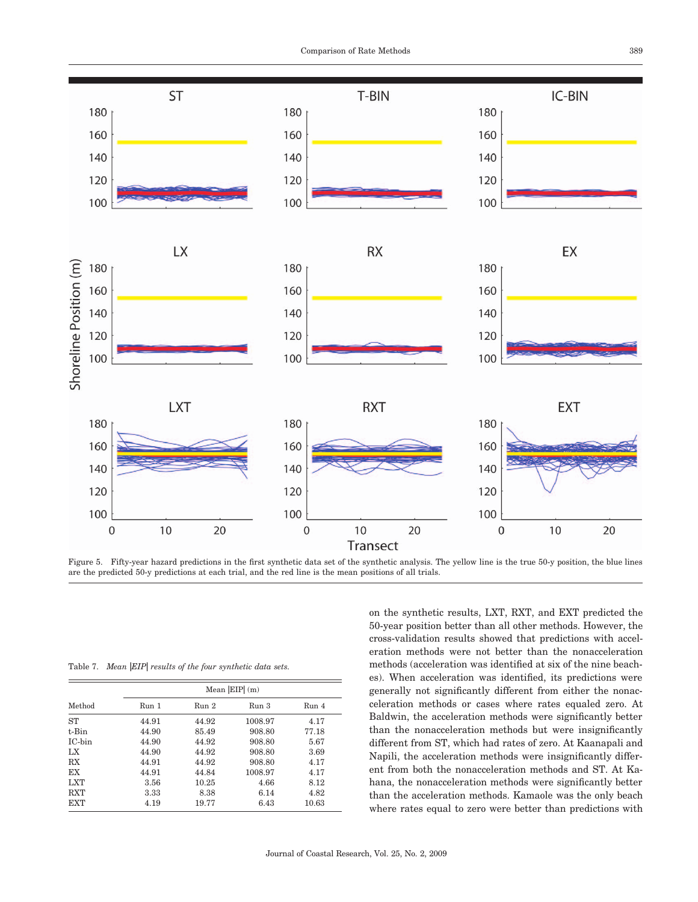Figure 5. Fifty-year hazard predictions in the first synthetic data set of the synthetic analysis. The yellow line is the true 50-y position, the blue lines are the predicted 50-y predictions at each trial, and the red line is the mean positions of all trials.

Table 7. *Mean |EIP| results of the four synthetic data sets.*

| Method | Mean \|EIP\| (m) | | | |
|---|---|---|---|---|
| | Run 1 | Run 2 | Run 3 | Run 4 |
| ST | 44.91 | 44.92 | 1008.97 | 4.17 |
| t-Bin | 44.90 | 85.49 | 908.80 | 77.18 |
| IC-bin | 44.90 | 44.92 | 908.80 | 5.67 |
| LX | 44.90 | 44.92 | 908.80 | 3.69 |
| RX | 44.91 | 44.92 | 908.80 | 4.17 |
| EX | 44.91 | 44.84 | 1008.97 | 4.17 |
| LXT | 3.56 | 10.25 | 4.66 | 8.12 |
| RXT | 3.33 | 8.38 | 6.14 | 4.82 |
| EXT | 4.19 | 19.77 | 6.43 | 10.63 |

on the synthetic results, LXT, RXT, and EXT predicted the 50-year position better than all other methods. However, the cross-validation results showed that predictions with acceleration methods were not better than the nonacceleration methods (acceleration was identified at six of the nine beaches). When acceleration was identified, its predictions were generally not significantly different from either the nonacceleration methods or cases where rates equaled zero. At Baldwin, the acceleration methods were significantly better than the nonacceleration methods but were insignificantly different from ST, which had rates of zero. At Kaanapali and Napili, the acceleration methods were insignificantly different from both the nonacceleration methods and ST. At Kahana, the nonacceleration methods were significantly better than the acceleration methods. Kamaole was the only beach where rates equal to zero were better than predictions with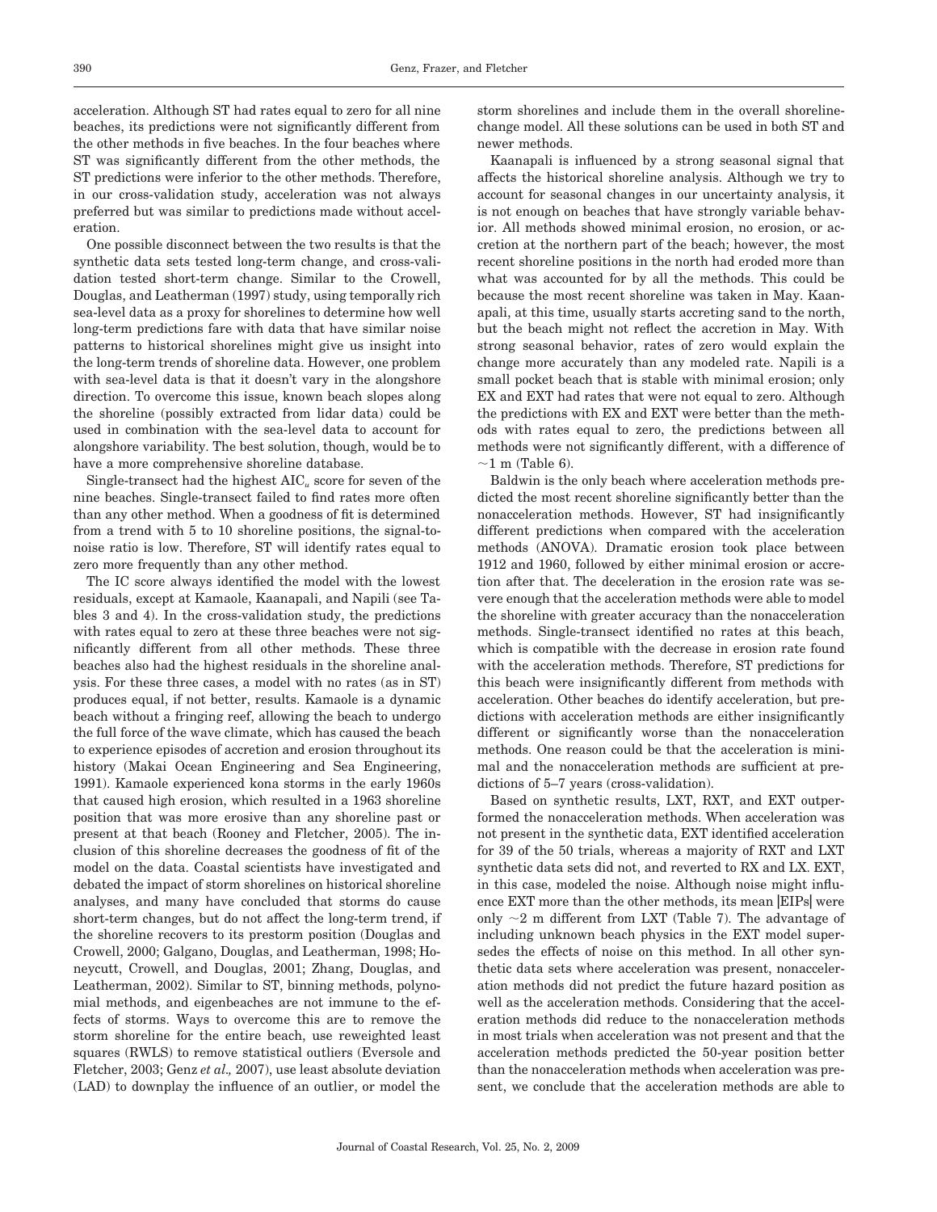acceleration. Although ST had rates equal to zero for all nine beaches, its predictions were not significantly different from the other methods in five beaches. In the four beaches where ST was significantly different from the other methods, the ST predictions were inferior to the other methods. Therefore, in our cross-validation study, acceleration was not always preferred but was similar to predictions made without acceleration.

One possible disconnect between the two results is that the synthetic data sets tested long-term change, and cross-validation tested short-term change. Similar to the Crowell, Douglas, and Leatherman (1997) study, using temporally rich sea-level data as a proxy for shorelines to determine how well long-term predictions fare with data that have similar noise patterns to historical shorelines might give us insight into the long-term trends of shoreline data. However, one problem with sea-level data is that it doesn't vary in the alongshore direction. To overcome this issue, known beach slopes along the shoreline (possibly extracted from lidar data) could be used in combination with the sea-level data to account for alongshore variability. The best solution, though, would be to have a more comprehensive shoreline database.

Single-transect had the highest $AIC_u$ score for seven of the nine beaches. Single-transect failed to find rates more often than any other method. When a goodness of fit is determined from a trend with 5 to 10 shoreline positions, the signal-to-noise ratio is low. Therefore, ST will identify rates equal to zero more frequently than any other method.

The IC score always identified the model with the lowest residuals, except at Kamaole, Kaanapali, and Napili (see Tables 3 and 4). In the cross-validation study, the predictions with rates equal to zero at these three beaches were not significantly different from all other methods. These three beaches also had the highest residuals in the shoreline analysis. For these three cases, a model with no rates (as in ST) produces equal, if not better, results. Kamaole is a dynamic beach without a fringing reef, allowing the beach to undergo the full force of the wave climate, which has caused the beach to experience episodes of accretion and erosion throughout its history (Makai Ocean Engineering and Sea Engineering, 1991). Kamaole experienced kona storms in the early 1960s that caused high erosion, which resulted in a 1963 shoreline position that was more erosive than any shoreline past or present at that beach (Rooney and Fletcher, 2005). The inclusion of this shoreline decreases the goodness of fit of the model on the data. Coastal scientists have investigated and debated the impact of storm shorelines on historical shoreline analyses, and many have concluded that storms do cause short-term changes, but do not affect the long-term trend, if the shoreline recovers to its prestorm position (Douglas and Crowell, 2000; Galgano, Douglas, and Leatherman, 1998; Honeycutt, Crowell, and Douglas, 2001; Zhang, Douglas, and Leatherman, 2002). Similar to ST, binning methods, polynomial methods, and eigenbeaches are not immune to the effects of storms. Ways to overcome this are to remove the storm shoreline for the entire beach, use reweighted least squares (RWLS) to remove statistical outliers (Eversole and Fletcher, 2003; Genz *et al.,* 2007), use least absolute deviation (LAD) to downplay the influence of an outlier, or model the storm shorelines and include them in the overall shoreline-change model. All these solutions can be used in both ST and newer methods.

Kaanapali is influenced by a strong seasonal signal that affects the historical shoreline analysis. Although we try to account for seasonal changes in our uncertainty analysis, it is not enough on beaches that have strongly variable behavior. All methods showed minimal erosion, no erosion, or accretion at the northern part of the beach; however, the most recent shoreline positions in the north had eroded more than what was accounted for by all the methods. This could be because the most recent shoreline was taken in May. Kaanapali, at this time, usually starts accreting sand to the north, but the beach might not reflect the accretion in May. With strong seasonal behavior, rates of zero would explain the change more accurately than any modeled rate. Napili is a small pocket beach that is stable with minimal erosion; only EX and EXT had rates that were not equal to zero. Although the predictions with EX and EXT were better than the methods with rates equal to zero, the predictions between all methods were not significantly different, with a difference of ~1 m (Table 6).

Baldwin is the only beach where acceleration methods predicted the most recent shoreline significantly better than the nonacceleration methods. However, ST had insignificantly different predictions when compared with the acceleration methods (ANOVA). Dramatic erosion took place between 1912 and 1960, followed by either minimal erosion or accretion after that. The deceleration in the erosion rate was severe enough that the acceleration methods were able to model the shoreline with greater accuracy than the nonacceleration methods. Single-transect identified no rates at this beach, which is compatible with the decrease in erosion rate found with the acceleration methods. Therefore, ST predictions for this beach were insignificantly different from methods with acceleration. Other beaches do identify acceleration, but predictions with acceleration methods are either insignificantly different or significantly worse than the nonacceleration methods. One reason could be that the acceleration is minimal and the nonacceleration methods are sufficient at predictions of 5–7 years (cross-validation).

Based on synthetic results, LXT, RXT, and EXT outperformed the nonacceleration methods. When acceleration was not present in the synthetic data, EXT identified acceleration for 39 of the 50 trials, whereas a majority of RXT and LXT synthetic data sets did not, and reverted to RX and LX. EXT, in this case, modeled the noise. Although noise might influence EXT more than the other methods, its mean |EIPs| were only ~2 m different from LXT (Table 7). The advantage of including unknown beach physics in the EXT model supersedes the effects of noise on this method. In all other synthetic data sets where acceleration was present, nonacceleration methods did not predict the future hazard position as well as the acceleration methods. Considering that the acceleration methods did reduce to the nonacceleration methods in most trials when acceleration was not present and that the acceleration methods predicted the 50-year position better than the nonacceleration methods when acceleration was present, we conclude that the acceleration methods are able to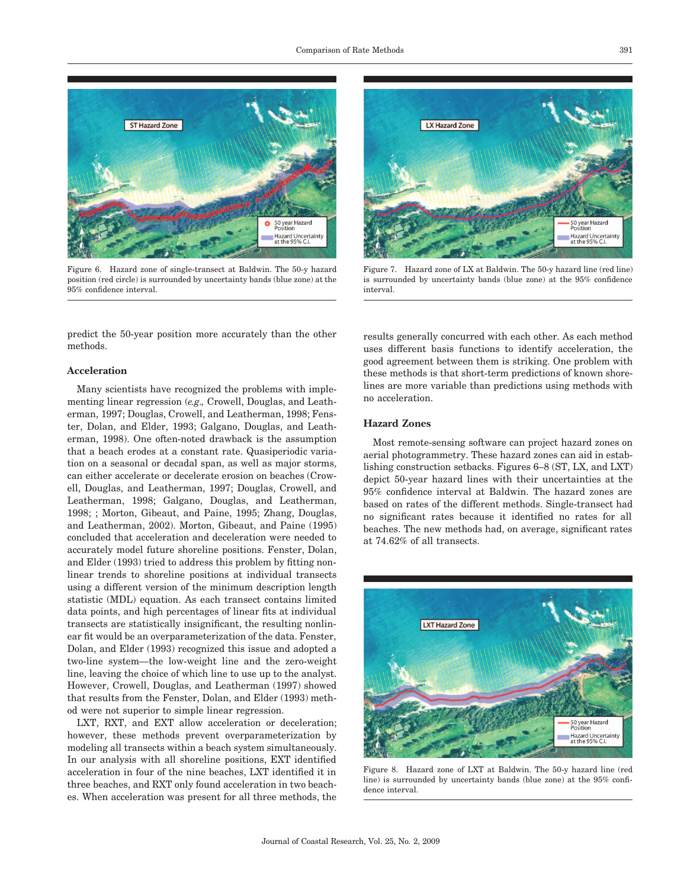Figure 6. Hazard zone of single-transect at Baldwin. The 50-y hazard position (red circle) is surrounded by uncertainty bands (blue zone) at the 95% confidence interval.

Figure 7. Hazard zone of LX at Baldwin. The 50-y hazard line (red line) is surrounded by uncertainty bands (blue zone) at the 95% confidence interval.

predict the 50-year position more accurately than the other methods.

### Acceleration

Many scientists have recognized the problems with implementing linear regression (*e.g.,* Crowell, Douglas, and Leatherman, 1997; Douglas, Crowell, and Leatherman, 1998; Fenster, Dolan, and Elder, 1993; Galgano, Douglas, and Leatherman, 1998). One often-noted drawback is the assumption that a beach erodes at a constant rate. Quasiperiodic variation on a seasonal or decadal span, as well as major storms, can either accelerate or decelerate erosion on beaches (Crowell, Douglas, and Leatherman, 1997; Douglas, Crowell, and Leatherman, 1998; Galgano, Douglas, and Leatherman, 1998; ; Morton, Gibeaut, and Paine, 1995; Zhang, Douglas, and Leatherman, 2002). Morton, Gibeaut, and Paine (1995) concluded that acceleration and deceleration were needed to accurately model future shoreline positions. Fenster, Dolan, and Elder (1993) tried to address this problem by fitting nonlinear trends to shoreline positions at individual transects using a different version of the minimum description length statistic (MDL) equation. As each transect contains limited data points, and high percentages of linear fits at individual transects are statistically insignificant, the resulting nonlinear fit would be an overparameterization of the data. Fenster, Dolan, and Elder (1993) recognized this issue and adopted a two-line system—the low-weight line and the zero-weight line, leaving the choice of which line to use up to the analyst. However, Crowell, Douglas, and Leatherman (1997) showed that results from the Fenster, Dolan, and Elder (1993) method were not superior to simple linear regression.

LXT, RXT, and EXT allow acceleration or deceleration; however, these methods prevent overparameterization by modeling all transects within a beach system simultaneously. In our analysis with all shoreline positions, EXT identified acceleration in four of the nine beaches, LXT identified it in three beaches, and RXT only found acceleration in two beaches. When acceleration was present for all three methods, the results generally concurred with each other. As each method uses different basis functions to identify acceleration, the good agreement between them is striking. One problem with these methods is that short-term predictions of known shorelines are more variable than predictions using methods with no acceleration.

### Hazard Zones

Most remote-sensing software can project hazard zones on aerial photogrammetry. These hazard zones can aid in establishing construction setbacks. Figures 6–8 (ST, LX, and LXT) depict 50-year hazard lines with their uncertainties at the 95% confidence interval at Baldwin. The hazard zones are based on rates of the different methods. Single-transect had no significant rates because it identified no rates for all beaches. The new methods had, on average, significant rates at 74.62% of all transects.

Figure 8. Hazard zone of LXT at Baldwin. The 50-y hazard line (red line) is surrounded by uncertainty bands (blue zone) at the 95% confidence interval.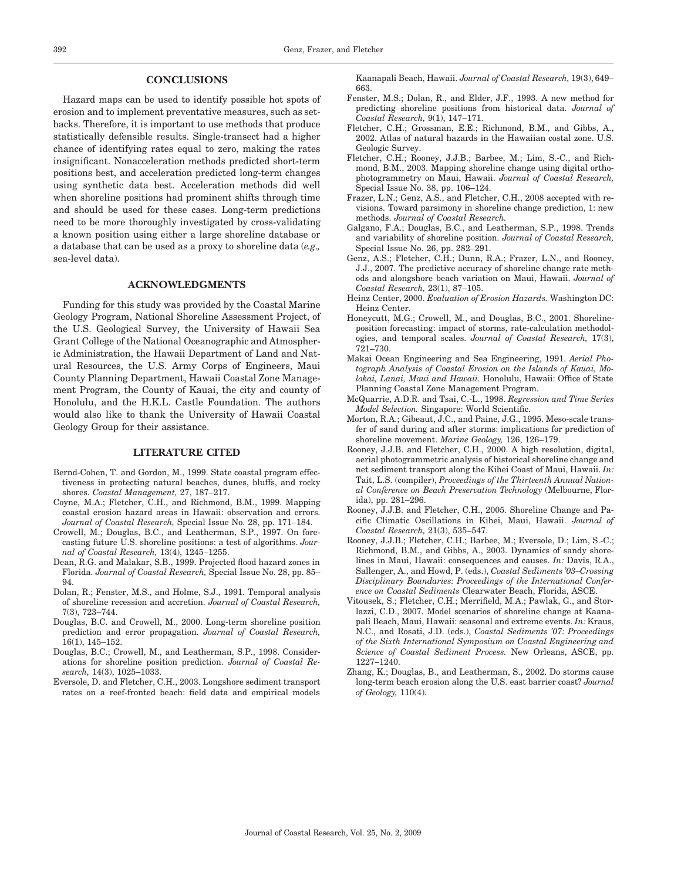## CONCLUSIONS

Hazard maps can be used to identify possible hot spots of erosion and to implement preventative measures, such as setbacks. Therefore, it is important to use methods that produce statistically defensible results. Single-transect had a higher chance of identifying rates equal to zero, making the rates insignificant. Nonacceleration methods predicted short-term positions best, and acceleration predicted long-term changes using synthetic data best. Acceleration methods did well when shoreline positions had prominent shifts through time and should be used for these cases. Long-term predictions need to be more thoroughly investigated by cross-validating a known position using either a large shoreline database or a database that can be used as a proxy to shoreline data (*e.g.,* sea-level data).

## ACKNOWLEDGMENTS

Funding for this study was provided by the Coastal Marine Geology Program, National Shoreline Assessment Project, of the U.S. Geological Survey, the University of Hawaii Sea Grant College of the National Oceanographic and Atmospheric Administration, the Hawaii Department of Land and Natural Resources, the U.S. Army Corps of Engineers, Maui County Planning Department, Hawaii Coastal Zone Management Program, the County of Kauai, the city and county of Honolulu, and the H.K.L. Castle Foundation. The authors would also like to thank the University of Hawaii Coastal Geology Group for their assistance.

## LITERATURE CITED

Bernd-Cohen, T. and Gordon, M., 1999. State coastal program effectiveness in protecting natural beaches, dunes, bluffs, and rocky shores. *Coastal Management,* 27, 187–217.

Coyne, M.A.; Fletcher, C.H., and Richmond, B.M., 1999. Mapping coastal erosion hazard areas in Hawaii: observation and errors. *Journal of Coastal Research,* Special Issue No. 28, pp. 171–184.

Crowell, M.; Douglas, B.C., and Leatherman, S.P., 1997. On forecasting future U.S. shoreline positions: a test of algorithms. *Journal of Coastal Research,* 13(4), 1245–1255.

Dean, R.G. and Malakar, S.B., 1999. Projected flood hazard zones in Florida. *Journal of Coastal Research,* Special Issue No. 28, pp. 85–94.

Dolan, R.; Fenster, M.S., and Holme, S.J., 1991. Temporal analysis of shoreline recession and accretion. *Journal of Coastal Research,* 7(3), 723–744.

Douglas, B.C. and Crowell, M., 2000. Long-term shoreline position prediction and error propagation. *Journal of Coastal Research,* 16(1), 145–152.

Douglas, B.C.; Crowell, M., and Leatherman, S.P., 1998. Considerations for shoreline position prediction. *Journal of Coastal Research,* 14(3), 1025–1033.

Eversole, D. and Fletcher, C.H., 2003. Longshore sediment transport rates on a reef-fronted beach: field data and empirical models Kaanapali Beach, Hawaii. *Journal of Coastal Research,* 19(3), 649–663.

Fenster, M.S.; Dolan, R., and Elder, J.F., 1993. A new method for predicting shoreline positions from historical data. *Journal of Coastal Research,* 9(1), 147–171.

Fletcher, C.H.; Grossman, E.E.; Richmond, B.M., and Gibbs, A., 2002. Atlas of natural hazards in the Hawaiian costal zone. U.S. Geologic Survey.

Fletcher, C.H.; Rooney, J.J.B.; Barbee, M.; Lim, S.-C., and Richmond, B.M., 2003. Mapping shoreline change using digital orthophotogrammetry on Maui, Hawaii. *Journal of Coastal Research,* Special Issue No. 38, pp. 106–124.

Frazer, L.N.; Genz, A.S., and Fletcher, C.H., 2008 accepted with revisions. Toward parsimony in shoreline change prediction, 1: new methods. *Journal of Coastal Research.*

Galgano, F.A.; Douglas, B.C., and Leatherman, S.P., 1998. Trends and variability of shoreline position. *Journal of Coastal Research,* Special Issue No. 26, pp. 282–291.

Genz, A.S.; Fletcher, C.H.; Dunn, R.A.; Frazer, L.N., and Rooney, J.J., 2007. The predictive accuracy of shoreline change rate methods and alongshore beach variation on Maui, Hawaii. *Journal of Coastal Research,* 23(1), 87–105.

Heinz Center, 2000. *Evaluation of Erosion Hazards.* Washington DC: Heinz Center.

Honeycutt, M.G.; Crowell, M., and Douglas, B.C., 2001. Shoreline-position forecasting: impact of storms, rate-calculation methodologies, and temporal scales. *Journal of Coastal Research,* 17(3), 721–730.

Makai Ocean Engineering and Sea Engineering, 1991. *Aerial Photograph Analysis of Coastal Erosion on the Islands of Kauai, Molokai, Lanai, Maui and Hawaii.* Honolulu, Hawaii: Office of State Planning Coastal Zone Management Program.

McQuarrie, A.D.R. and Tsai, C.-L., 1998. *Regression and Time Series Model Selection.* Singapore: World Scientific.

Morton, R.A.; Gibeaut, J.C., and Paine, J.G., 1995. Meso-scale transfer of sand during and after storms: implications for prediction of shoreline movement. *Marine Geology,* 126, 126–179.

Rooney, J.J.B. and Fletcher, C.H., 2000. A high resolution, digital, aerial photogrammetric analysis of historical shoreline change and net sediment transport along the Kihei Coast of Maui, Hawaii. *In:* Tait, L.S. (compiler), *Proceedings of the Thirteenth Annual National Conference on Beach Preservation Technology* (Melbourne, Florida), pp. 281–296.

Rooney, J.J.B. and Fletcher, C.H., 2005. Shoreline Change and Pacific Climatic Oscillations in Kihei, Maui, Hawaii. *Journal of Coastal Research,* 21(3), 535–547.

Rooney, J.J.B.; Fletcher, C.H.; Barbee, M.; Eversole, D.; Lim, S.-C.; Richmond, B.M., and Gibbs, A., 2003. Dynamics of sandy shorelines in Maui, Hawaii: consequences and causes. *In:* Davis, R.A., Sallenger, A., and Howd, P. (eds.), *Coastal Sediments '03–Crossing Disciplinary Boundaries: Proceedings of the International Conference on Coastal Sediments* Clearwater Beach, Florida, ASCE.

Vitousek, S.; Fletcher, C.H.; Merrifield, M.A.; Pawlak, G., and Storlazzi, C.D., 2007. Model scenarios of shoreline change at Kaanapali Beach, Maui, Hawaii: seasonal and extreme events. *In:* Kraus, N.C., and Rosati, J.D. (eds.), *Coastal Sediments '07: Proceedings of the Sixth International Symposium on Coastal Engineering and Science of Coastal Sediment Process.* New Orleans, ASCE, pp. 1227–1240.

Zhang, K.; Douglas, B., and Leatherman, S., 2002. Do storms cause long-term beach erosion along the U.S. east barrier coast? *Journal of Geology,* 110(4).